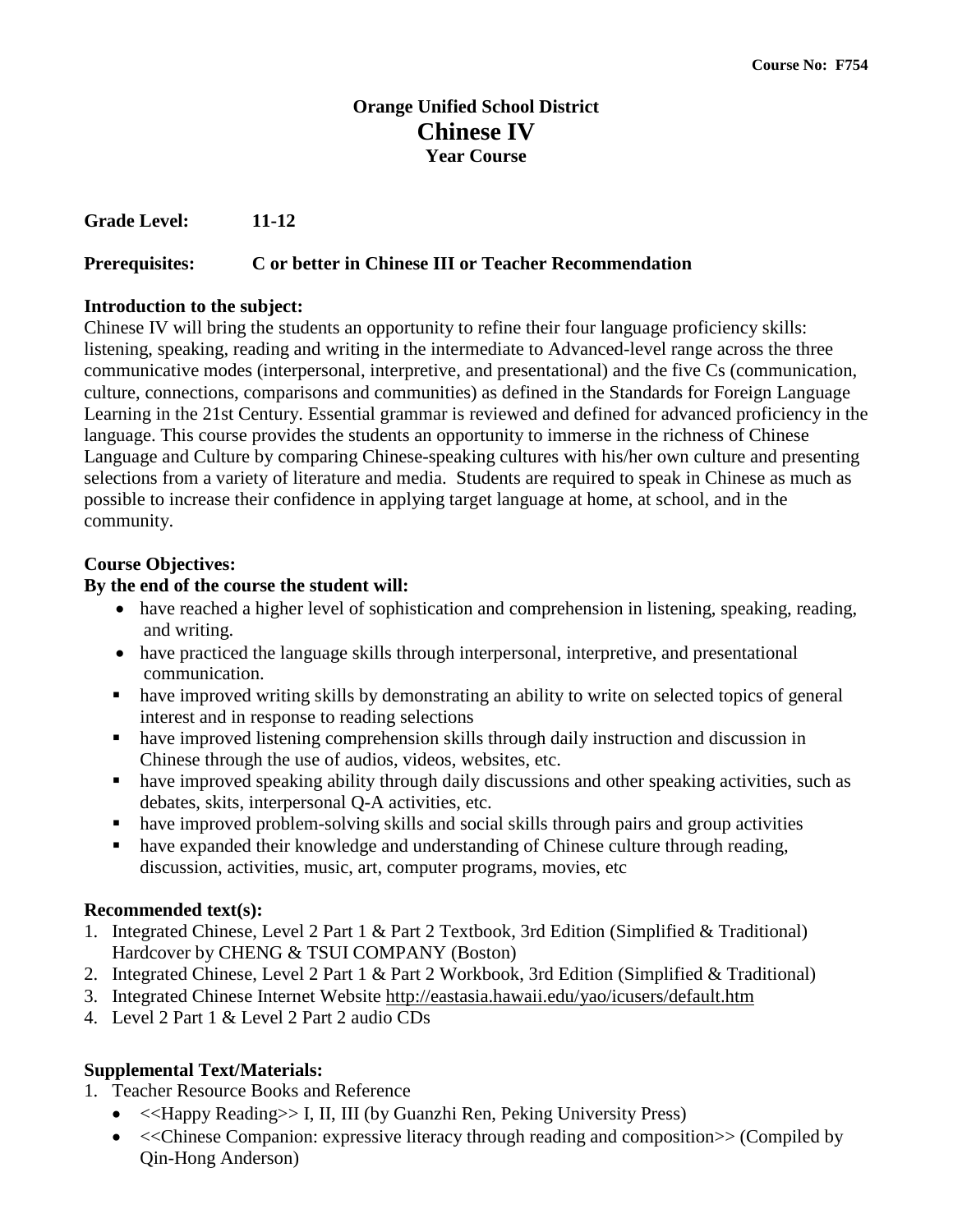Course No: F754

# Orange Unified School District
# Chinese IV
### Year Course

**Grade Level:** **11-12**

**Prerequisites:** **C or better in Chinese III or Teacher Recommendation**

**Introduction to the subject:**

Chinese IV will bring the students an opportunity to refine their four language proficiency skills: listening, speaking, reading and writing in the intermediate to Advanced-level range across the three communicative modes (interpersonal, interpretive, and presentational) and the five Cs (communication, culture, connections, comparisons and communities) as defined in the Standards for Foreign Language Learning in the 21st Century. Essential grammar is reviewed and defined for advanced proficiency in the language. This course provides the students an opportunity to immerse in the richness of Chinese Language and Culture by comparing Chinese-speaking cultures with his/her own culture and presenting selections from a variety of literature and media. Students are required to speak in Chinese as much as possible to increase their confidence in applying target language at home, at school, and in the community.

**Course Objectives:**

**By the end of the course the student will:**

- have reached a higher level of sophistication and comprehension in listening, speaking, reading, and writing.
- have practiced the language skills through interpersonal, interpretive, and presentational communication.
- have improved writing skills by demonstrating an ability to write on selected topics of general interest and in response to reading selections
- have improved listening comprehension skills through daily instruction and discussion in Chinese through the use of audios, videos, websites, etc.
- have improved speaking ability through daily discussions and other speaking activities, such as debates, skits, interpersonal Q-A activities, etc.
- have improved problem-solving skills and social skills through pairs and group activities
- have expanded their knowledge and understanding of Chinese culture through reading, discussion, activities, music, art, computer programs, movies, etc

**Recommended text(s):**

1. Integrated Chinese, Level 2 Part 1 & Part 2 Textbook, 3rd Edition (Simplified & Traditional) Hardcover by CHENG & TSUI COMPANY (Boston)
2. Integrated Chinese, Level 2 Part 1 & Part 2 Workbook, 3rd Edition (Simplified & Traditional)
3. Integrated Chinese Internet Website http://eastasia.hawaii.edu/yao/icusers/default.htm
4. Level 2 Part 1 & Level 2 Part 2 audio CDs

**Supplemental Text/Materials:**

1. Teacher Resource Books and Reference
   - <<Happy Reading>> I, II, III (by Guanzhi Ren, Peking University Press)
   - <<Chinese Companion: expressive literacy through reading and composition>> (Compiled by Qin-Hong Anderson)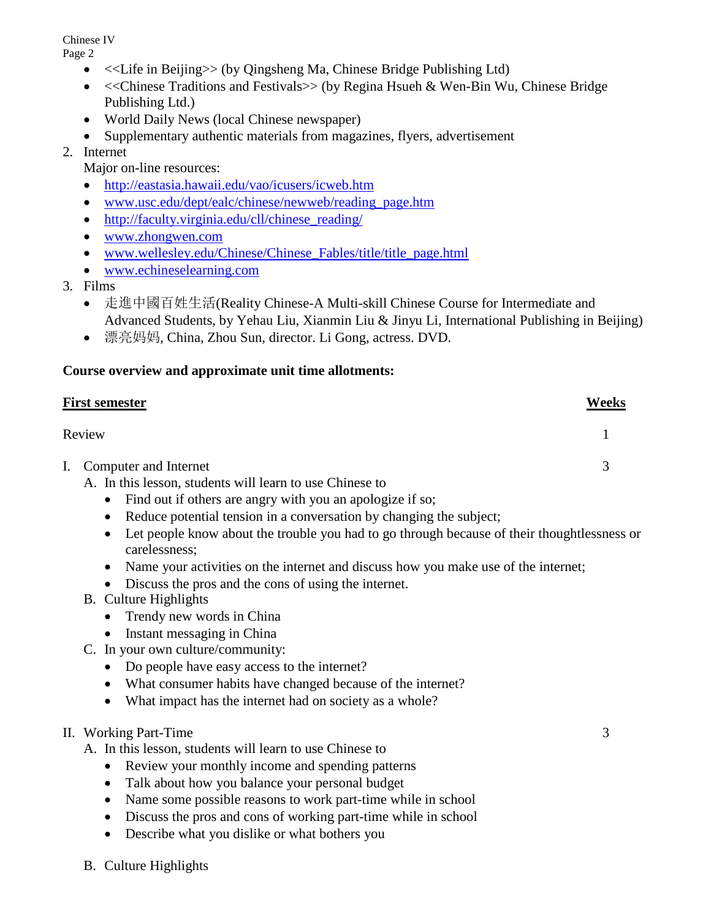- <<Life in Beijing>> (by Qingsheng Ma, Chinese Bridge Publishing Ltd)
- <<Chinese Traditions and Festivals>> (by Regina Hsueh & Wen-Bin Wu, Chinese Bridge Publishing Ltd.)
- World Daily News (local Chinese newspaper)
- Supplementary authentic materials from magazines, flyers, advertisement

2. Internet

   Major on-line resources:

   - http://eastasia.hawaii.edu/vao/icusers/icweb.htm
   - www.usc.edu/dept/ealc/chinese/newweb/reading_page.htm
   - http://faculty.virginia.edu/cll/chinese_reading/
   - www.zhongwen.com
   - www.wellesley.edu/Chinese/Chinese_Fables/title/title_page.html
   - www.echineselearning.com

3. Films

   - 走進中國百姓生活(Reality Chinese-A Multi-skill Chinese Course for Intermediate and Advanced Students, by Yehau Liu, Xianmin Liu & Jinyu Li, International Publishing in Beijing)
   - 漂亮妈妈, China, Zhou Sun, director. Li Gong, actress. DVD.

**Course overview and approximate unit time allotments:**

| **First semester** | **Weeks** |
|---|---|
| Review | 1 |
| I. Computer and Internet | 3 |

I. Computer and Internet

A. In this lesson, students will learn to use Chinese to

- Find out if others are angry with you an apologize if so;
- Reduce potential tension in a conversation by changing the subject;
- Let people know about the trouble you had to go through because of their thoughtlessness or carelessness;
- Name your activities on the internet and discuss how you make use of the internet;
- Discuss the pros and the cons of using the internet.

B. Culture Highlights

- Trendy new words in China
- Instant messaging in China

C. In your own culture/community:

- Do people have easy access to the internet?
- What consumer habits have changed because of the internet?
- What impact has the internet had on society as a whole?

II. Working Part-Time — 3

A. In this lesson, students will learn to use Chinese to

- Review your monthly income and spending patterns
- Talk about how you balance your personal budget
- Name some possible reasons to work part-time while in school
- Discuss the pros and cons of working part-time while in school
- Describe what you dislike or what bothers you

B. Culture Highlights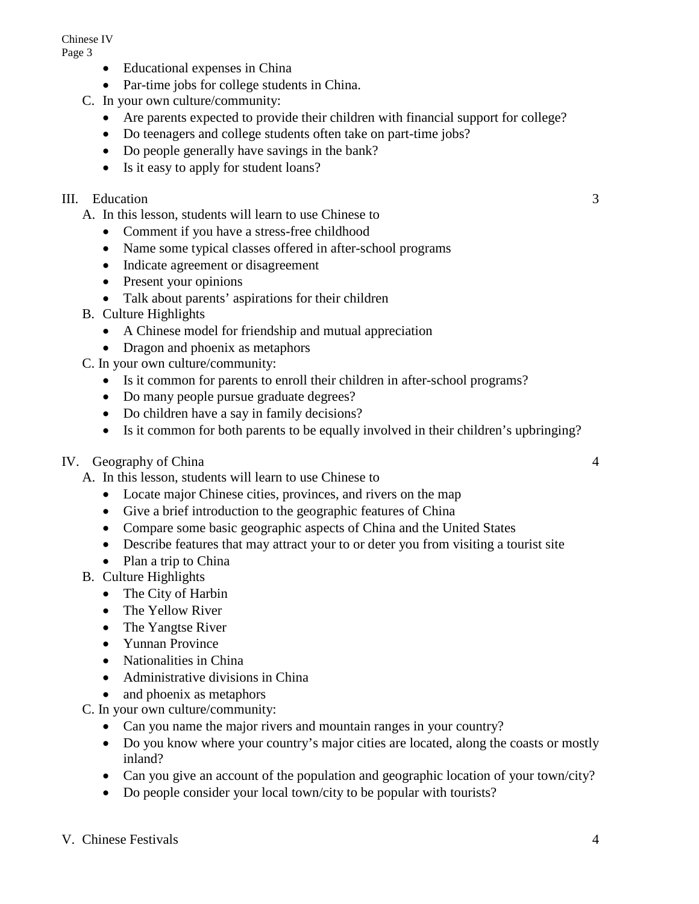- Educational expenses in China
- Par-time jobs for college students in China.

C. In your own culture/community:

- Are parents expected to provide their children with financial support for college?
- Do teenagers and college students often take on part-time jobs?
- Do people generally have savings in the bank?
- Is it easy to apply for student loans?

## III. Education — 3

A. In this lesson, students will learn to use Chinese to

- Comment if you have a stress-free childhood
- Name some typical classes offered in after-school programs
- Indicate agreement or disagreement
- Present your opinions
- Talk about parents' aspirations for their children

B. Culture Highlights

- A Chinese model for friendship and mutual appreciation
- Dragon and phoenix as metaphors

C. In your own culture/community:

- Is it common for parents to enroll their children in after-school programs?
- Do many people pursue graduate degrees?
- Do children have a say in family decisions?
- Is it common for both parents to be equally involved in their children's upbringing?

## IV. Geography of China — 4

A. In this lesson, students will learn to use Chinese to

- Locate major Chinese cities, provinces, and rivers on the map
- Give a brief introduction to the geographic features of China
- Compare some basic geographic aspects of China and the United States
- Describe features that may attract your to or deter you from visiting a tourist site
- Plan a trip to China

B. Culture Highlights

- The City of Harbin
- The Yellow River
- The Yangtse River
- Yunnan Province
- Nationalities in China
- Administrative divisions in China
- and phoenix as metaphors

C. In your own culture/community:

- Can you name the major rivers and mountain ranges in your country?
- Do you know where your country's major cities are located, along the coasts or mostly inland?
- Can you give an account of the population and geographic location of your town/city?
- Do people consider your local town/city to be popular with tourists?

## V. Chinese Festivals — 4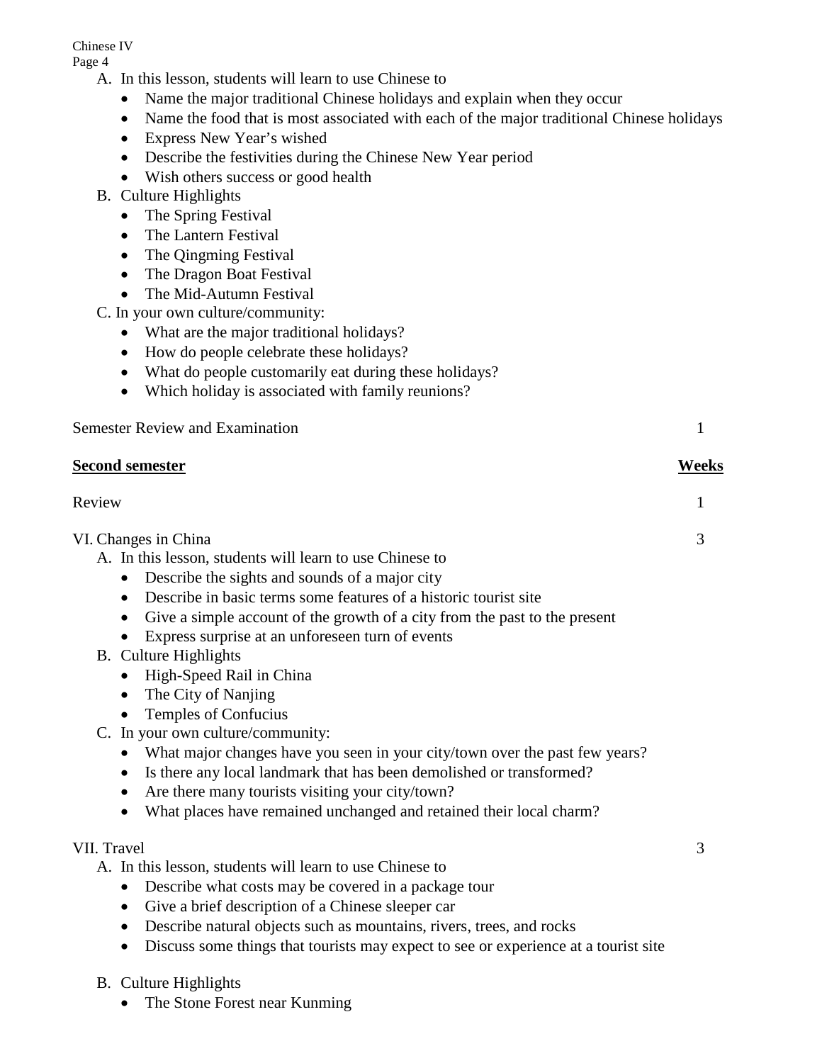A. In this lesson, students will learn to use Chinese to
- Name the major traditional Chinese holidays and explain when they occur
- Name the food that is most associated with each of the major traditional Chinese holidays
- Express New Year's wished
- Describe the festivities during the Chinese New Year period
- Wish others success or good health

B. Culture Highlights
- The Spring Festival
- The Lantern Festival
- The Qingming Festival
- The Dragon Boat Festival
- The Mid-Autumn Festival

C. In your own culture/community:
- What are the major traditional holidays?
- How do people celebrate these holidays?
- What do people customarily eat during these holidays?
- Which holiday is associated with family reunions?

| | |
|---|---|
| Semester Review and Examination | 1 |
| **Second semester** | **Weeks** |
| Review | 1 |
| VI. Changes in China | 3 |

A. In this lesson, students will learn to use Chinese to
- Describe the sights and sounds of a major city
- Describe in basic terms some features of a historic tourist site
- Give a simple account of the growth of a city from the past to the present
- Express surprise at an unforeseen turn of events

B. Culture Highlights
- High-Speed Rail in China
- The City of Nanjing
- Temples of Confucius

C. In your own culture/community:
- What major changes have you seen in your city/town over the past few years?
- Is there any local landmark that has been demolished or transformed?
- Are there many tourists visiting your city/town?
- What places have remained unchanged and retained their local charm?

VII. Travel — 3

A. In this lesson, students will learn to use Chinese to
- Describe what costs may be covered in a package tour
- Give a brief description of a Chinese sleeper car
- Describe natural objects such as mountains, rivers, trees, and rocks
- Discuss some things that tourists may expect to see or experience at a tourist site

B. Culture Highlights
- The Stone Forest near Kunming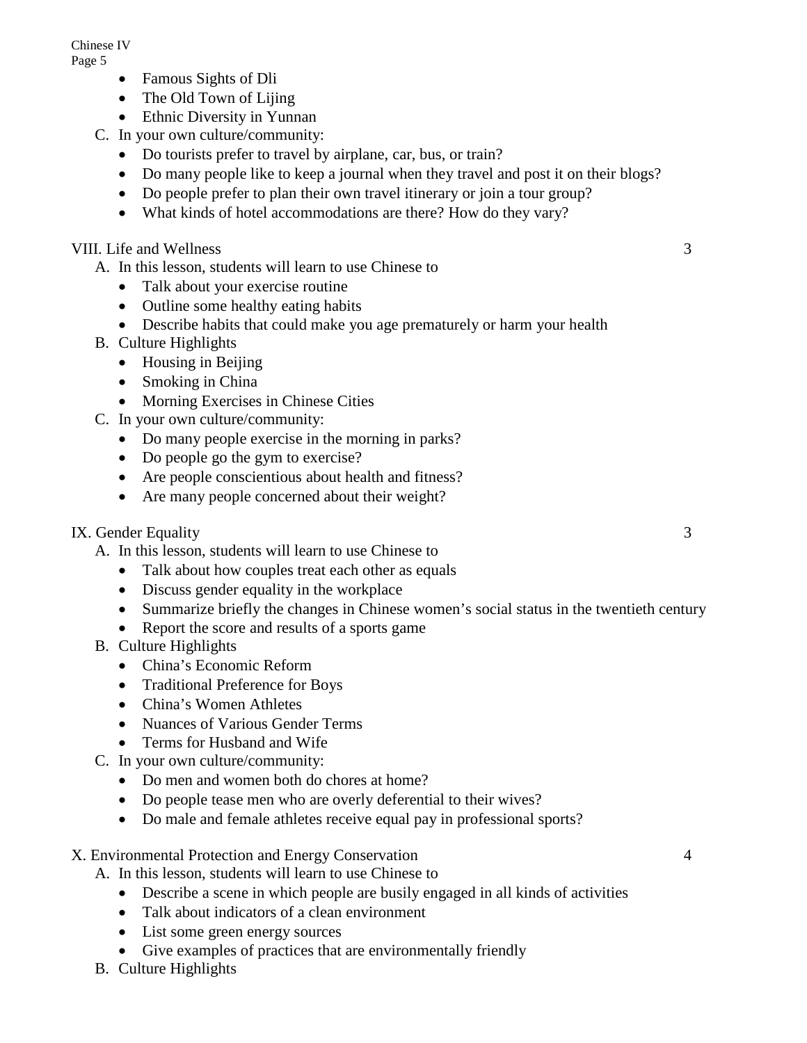- Famous Sights of Dli
- The Old Town of Lijing
- Ethnic Diversity in Yunnan

C. In your own culture/community:

- Do tourists prefer to travel by airplane, car, bus, or train?
- Do many people like to keep a journal when they travel and post it on their blogs?
- Do people prefer to plan their own travel itinerary or join a tour group?
- What kinds of hotel accommodations are there? How do they vary?

VIII. Life and Wellness 3

A. In this lesson, students will learn to use Chinese to

- Talk about your exercise routine
- Outline some healthy eating habits
- Describe habits that could make you age prematurely or harm your health

B. Culture Highlights

- Housing in Beijing
- Smoking in China
- Morning Exercises in Chinese Cities

C. In your own culture/community:

- Do many people exercise in the morning in parks?
- Do people go the gym to exercise?
- Are people conscientious about health and fitness?
- Are many people concerned about their weight?

IX. Gender Equality 3

A. In this lesson, students will learn to use Chinese to

- Talk about how couples treat each other as equals
- Discuss gender equality in the workplace
- Summarize briefly the changes in Chinese women's social status in the twentieth century
- Report the score and results of a sports game

B. Culture Highlights

- China's Economic Reform
- Traditional Preference for Boys
- China's Women Athletes
- Nuances of Various Gender Terms
- Terms for Husband and Wife

C. In your own culture/community:

- Do men and women both do chores at home?
- Do people tease men who are overly deferential to their wives?
- Do male and female athletes receive equal pay in professional sports?

X. Environmental Protection and Energy Conservation 4

A. In this lesson, students will learn to use Chinese to

- Describe a scene in which people are busily engaged in all kinds of activities
- Talk about indicators of a clean environment
- List some green energy sources
- Give examples of practices that are environmentally friendly

B. Culture Highlights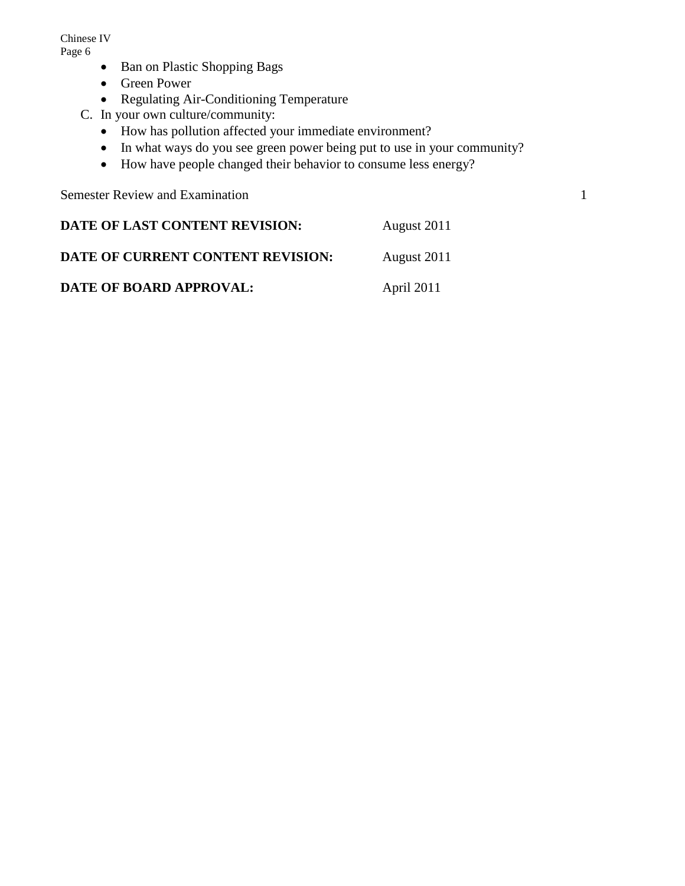- Ban on Plastic Shopping Bags
- Green Power
- Regulating Air-Conditioning Temperature

C. In your own culture/community:

- How has pollution affected your immediate environment?
- In what ways do you see green power being put to use in your community?
- How have people changed their behavior to consume less energy?

Semester Review and Examination 1

**DATE OF LAST CONTENT REVISION:** August 2011

**DATE OF CURRENT CONTENT REVISION:** August 2011

**DATE OF BOARD APPROVAL:** April 2011